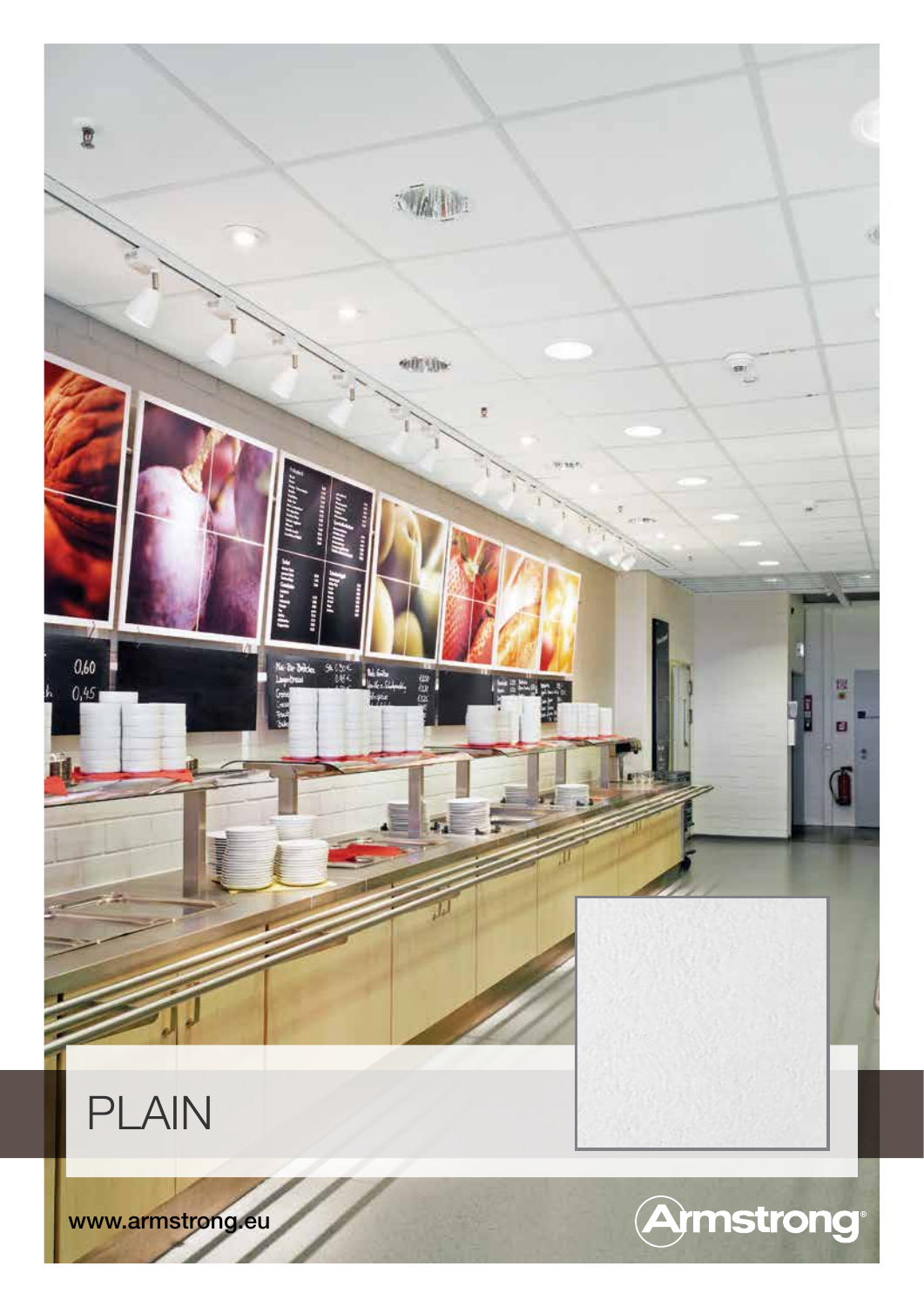# PLAIN

www.armstrong.eu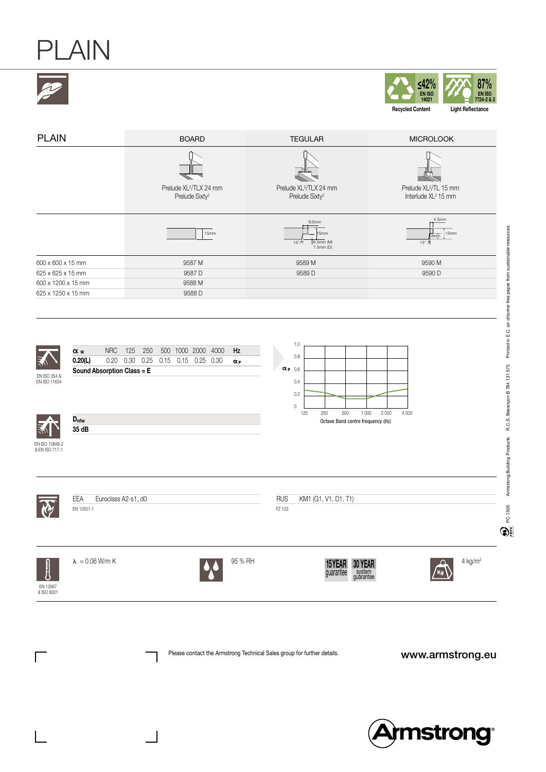# PLAIN

≤42% EN ISO 14021 Recycled Content

87% EN ISO 7724-2 & 3 Light Reflectance

| PLAIN | BOARD | TEGULAR | MICROLOOK |
|---|---|---|---|
| | Prelude XL²/TLX 24 mm<br>Prelude Sixty² | Prelude XL²/TLX 24 mm<br>Prelude Sixty² | Prelude XL²/TL 15 mm<br>Interlude XL² 15 mm |
| | 15mm | 9.5mm, 15mm, 15°, 6.5mm (M), 7.5mm (D) | 4.5mm, 15mm, 8mm, 15° |
| 600 x 600 x 15 mm | 9587 M | 9589 M | 9590 M |
| 625 x 625 x 15 mm | 9587 D | 9589 D | 9590 D |
| 600 x 1200 x 15 mm | 9588 M | | |
| 625 x 1250 x 15 mm | 9588 D | | |

EN ISO 354 & EN ISO 11654

| $\alpha_w$ | NRC | 125 | 250 | 500 | 1000 | 2000 | 4000 | Hz |
|---|---|---|---|---|---|---|---|---|
| 0.20(L) | 0.20 | 0.30 | 0.25 | 0.15 | 0.15 | 0.25 | 0.30 | $\alpha_p$ |

**Sound Absorption Class = E**

$\alpha_p$

1.0
0.8
0.6
0.4
0.2
0

125 250 500 1 000 2 000 4 000

Octave Band centre frequency (Hz)

EN ISO 10848-2 & EN ISO 717-1

**$D_{nfw}$**

**35 dB**

EEA Euroclass A2-s1, d0

EN 13501-1

RUS KM1 (G1, V1, D1, T1)

FZ 123

$\lambda$ = 0.06 W/m K

EN 12667 & ISO 8301

95 % RH

15 YEAR guarantee

30 YEAR system guarantee

4 kg/m²

Please contact the Armstrong Technical Sales group for further details.

**www.armstrong.eu**

Armstrong

PC 1305 Armstrong Building Products R.C.S. Besançon B 784 131 575 Printed in E.C. on chlorine free paper from sustainable resources.